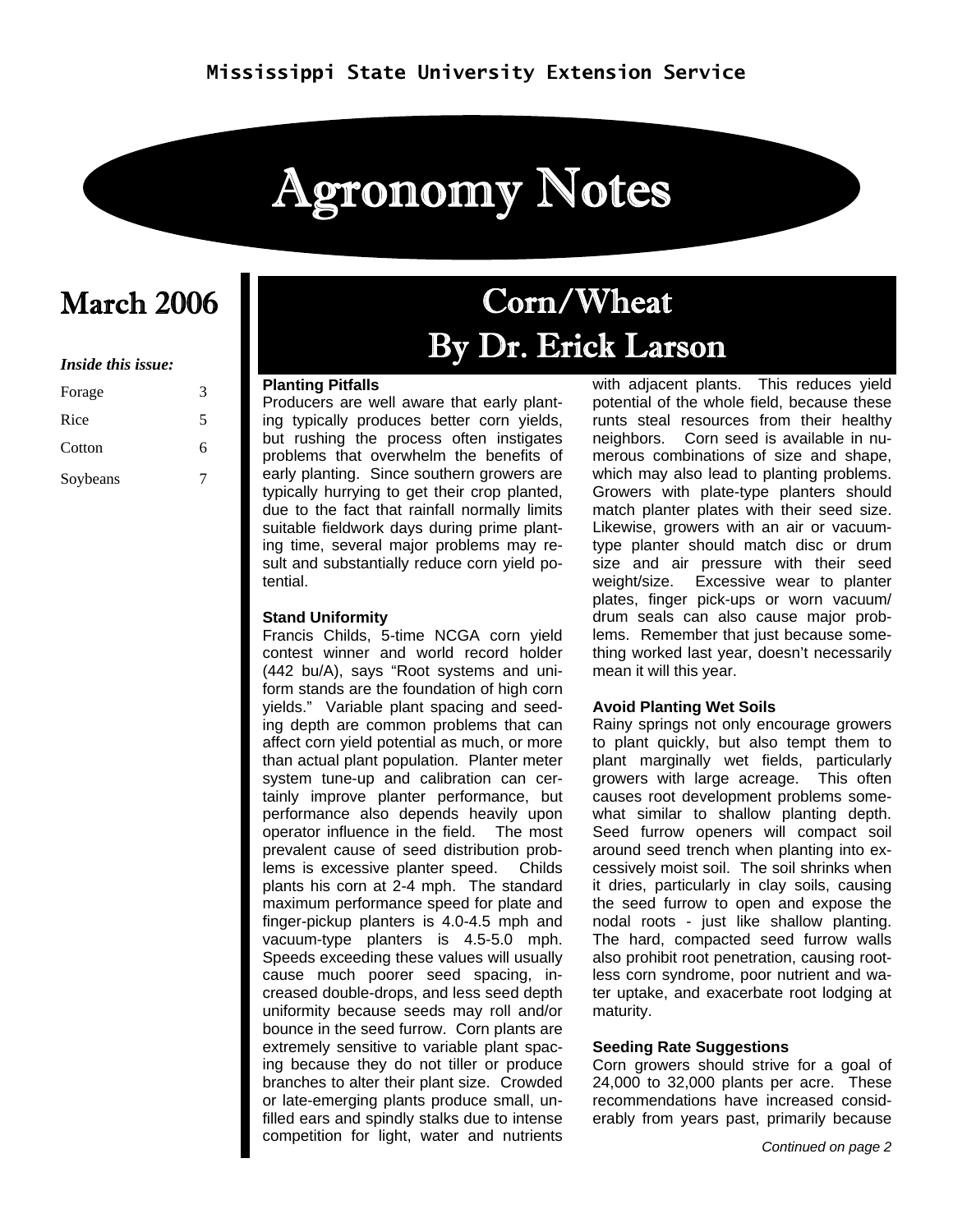Mississippi State University Extension Service

# Agronomy Notes

## March 2006

***Inside this issue:***

| | |
|---|---|
| Forage | 3 |
| Rice | 5 |
| Cotton | 6 |
| Soybeans | 7 |

## Corn/Wheat
## By Dr. Erick Larson

**Planting Pitfalls**

Producers are well aware that early planting typically produces better corn yields, but rushing the process often instigates problems that overwhelm the benefits of early planting. Since southern growers are typically hurrying to get their crop planted, due to the fact that rainfall normally limits suitable fieldwork days during prime planting time, several major problems may result and substantially reduce corn yield potential.

**Stand Uniformity**

Francis Childs, 5-time NCGA corn yield contest winner and world record holder (442 bu/A), says "Root systems and uniform stands are the foundation of high corn yields." Variable plant spacing and seeding depth are common problems that can affect corn yield potential as much, or more than actual plant population. Planter meter system tune-up and calibration can certainly improve planter performance, but performance also depends heavily upon operator influence in the field. The most prevalent cause of seed distribution problems is excessive planter speed. Childs plants his corn at 2-4 mph. The standard maximum performance speed for plate and finger-pickup planters is 4.0-4.5 mph and vacuum-type planters is 4.5-5.0 mph. Speeds exceeding these values will usually cause much poorer seed spacing, increased double-drops, and less seed depth uniformity because seeds may roll and/or bounce in the seed furrow. Corn plants are extremely sensitive to variable plant spacing because they do not tiller or produce branches to alter their plant size. Crowded or late-emerging plants produce small, unfilled ears and spindly stalks due to intense competition for light, water and nutrients with adjacent plants. This reduces yield potential of the whole field, because these runts steal resources from their healthy neighbors. Corn seed is available in numerous combinations of size and shape, which may also lead to planting problems. Growers with plate-type planters should match planter plates with their seed size. Likewise, growers with an air or vacuum-type planter should match disc or drum size and air pressure with their seed weight/size. Excessive wear to planter plates, finger pick-ups or worn vacuum/drum seals can also cause major problems. Remember that just because something worked last year, doesn't necessarily mean it will this year.

**Avoid Planting Wet Soils**

Rainy springs not only encourage growers to plant quickly, but also tempt them to plant marginally wet fields, particularly growers with large acreage. This often causes root development problems somewhat similar to shallow planting depth. Seed furrow openers will compact soil around seed trench when planting into excessively moist soil. The soil shrinks when it dries, particularly in clay soils, causing the seed furrow to open and expose the nodal roots - just like shallow planting. The hard, compacted seed furrow walls also prohibit root penetration, causing rootless corn syndrome, poor nutrient and water uptake, and exacerbate root lodging at maturity.

**Seeding Rate Suggestions**

Corn growers should strive for a goal of 24,000 to 32,000 plants per acre. These recommendations have increased considerably from years past, primarily because

*Continued on page 2*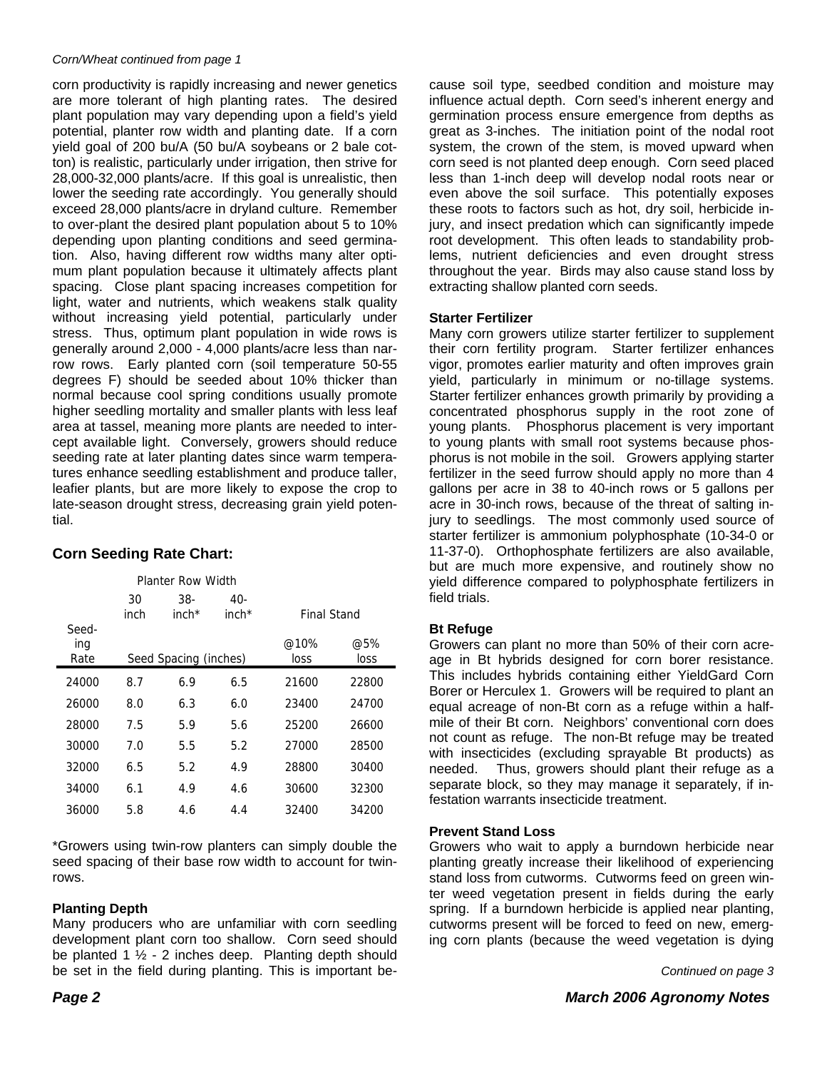*Corn/Wheat continued from page 1*

corn productivity is rapidly increasing and newer genetics are more tolerant of high planting rates. The desired plant population may vary depending upon a field's yield potential, planter row width and planting date. If a corn yield goal of 200 bu/A (50 bu/A soybeans or 2 bale cotton) is realistic, particularly under irrigation, then strive for 28,000-32,000 plants/acre. If this goal is unrealistic, then lower the seeding rate accordingly. You generally should exceed 28,000 plants/acre in dryland culture. Remember to over-plant the desired plant population about 5 to 10% depending upon planting conditions and seed germination. Also, having different row widths many alter optimum plant population because it ultimately affects plant spacing. Close plant spacing increases competition for light, water and nutrients, which weakens stalk quality without increasing yield potential, particularly under stress. Thus, optimum plant population in wide rows is generally around 2,000 - 4,000 plants/acre less than narrow rows. Early planted corn (soil temperature 50-55 degrees F) should be seeded about 10% thicker than normal because cool spring conditions usually promote higher seedling mortality and smaller plants with less leaf area at tassel, meaning more plants are needed to intercept available light. Conversely, growers should reduce seeding rate at later planting dates since warm temperatures enhance seedling establishment and produce taller, leafier plants, but are more likely to expose the crop to late-season drought stress, decreasing grain yield potential.

## Corn Seeding Rate Chart:

| | Planter Row Width | | | | |
|---|---|---|---|---|---|
| | 30 inch | 38-inch* | 40-inch* | Final Stand | |
| Seeding Rate | Seed Spacing (inches) | | | @10% loss | @5% loss |
| 24000 | 8.7 | 6.9 | 6.5 | 21600 | 22800 |
| 26000 | 8.0 | 6.3 | 6.0 | 23400 | 24700 |
| 28000 | 7.5 | 5.9 | 5.6 | 25200 | 26600 |
| 30000 | 7.0 | 5.5 | 5.2 | 27000 | 28500 |
| 32000 | 6.5 | 5.2 | 4.9 | 28800 | 30400 |
| 34000 | 6.1 | 4.9 | 4.6 | 30600 | 32300 |
| 36000 | 5.8 | 4.6 | 4.4 | 32400 | 34200 |

*Growers using twin-row planters can simply double the seed spacing of their base row width to account for twin-rows.

### Planting Depth

Many producers who are unfamiliar with corn seedling development plant corn too shallow. Corn seed should be planted 1 ½ - 2 inches deep. Planting depth should be set in the field during planting. This is important because soil type, seedbed condition and moisture may influence actual depth. Corn seed's inherent energy and germination process ensure emergence from depths as great as 3-inches. The initiation point of the nodal root system, the crown of the stem, is moved upward when corn seed is not planted deep enough. Corn seed placed less than 1-inch deep will develop nodal roots near or even above the soil surface. This potentially exposes these roots to factors such as hot, dry soil, herbicide injury, and insect predation which can significantly impede root development. This often leads to standability problems, nutrient deficiencies and even drought stress throughout the year. Birds may also cause stand loss by extracting shallow planted corn seeds.

### Starter Fertilizer

Many corn growers utilize starter fertilizer to supplement their corn fertility program. Starter fertilizer enhances vigor, promotes earlier maturity and often improves grain yield, particularly in minimum or no-tillage systems. Starter fertilizer enhances growth primarily by providing a concentrated phosphorus supply in the root zone of young plants. Phosphorus placement is very important to young plants with small root systems because phosphorus is not mobile in the soil. Growers applying starter fertilizer in the seed furrow should apply no more than 4 gallons per acre in 38 to 40-inch rows or 5 gallons per acre in 30-inch rows, because of the threat of salting injury to seedlings. The most commonly used source of starter fertilizer is ammonium polyphosphate (10-34-0 or 11-37-0). Orthophosphate fertilizers are also available, but are much more expensive, and routinely show no yield difference compared to polyphosphate fertilizers in field trials.

### Bt Refuge

Growers can plant no more than 50% of their corn acreage in Bt hybrids designed for corn borer resistance. This includes hybrids containing either YieldGard Corn Borer or Herculex 1. Growers will be required to plant an equal acreage of non-Bt corn as a refuge within a half-mile of their Bt corn. Neighbors' conventional corn does not count as refuge. The non-Bt refuge may be treated with insecticides (excluding sprayable Bt products) as needed. Thus, growers should plant their refuge as a separate block, so they may manage it separately, if infestation warrants insecticide treatment.

### Prevent Stand Loss

Growers who wait to apply a burndown herbicide near planting greatly increase their likelihood of experiencing stand loss from cutworms. Cutworms feed on green winter weed vegetation present in fields during the early spring. If a burndown herbicide is applied near planting, cutworms present will be forced to feed on new, emerging corn plants (because the weed vegetation is dying

*Continued on page 3*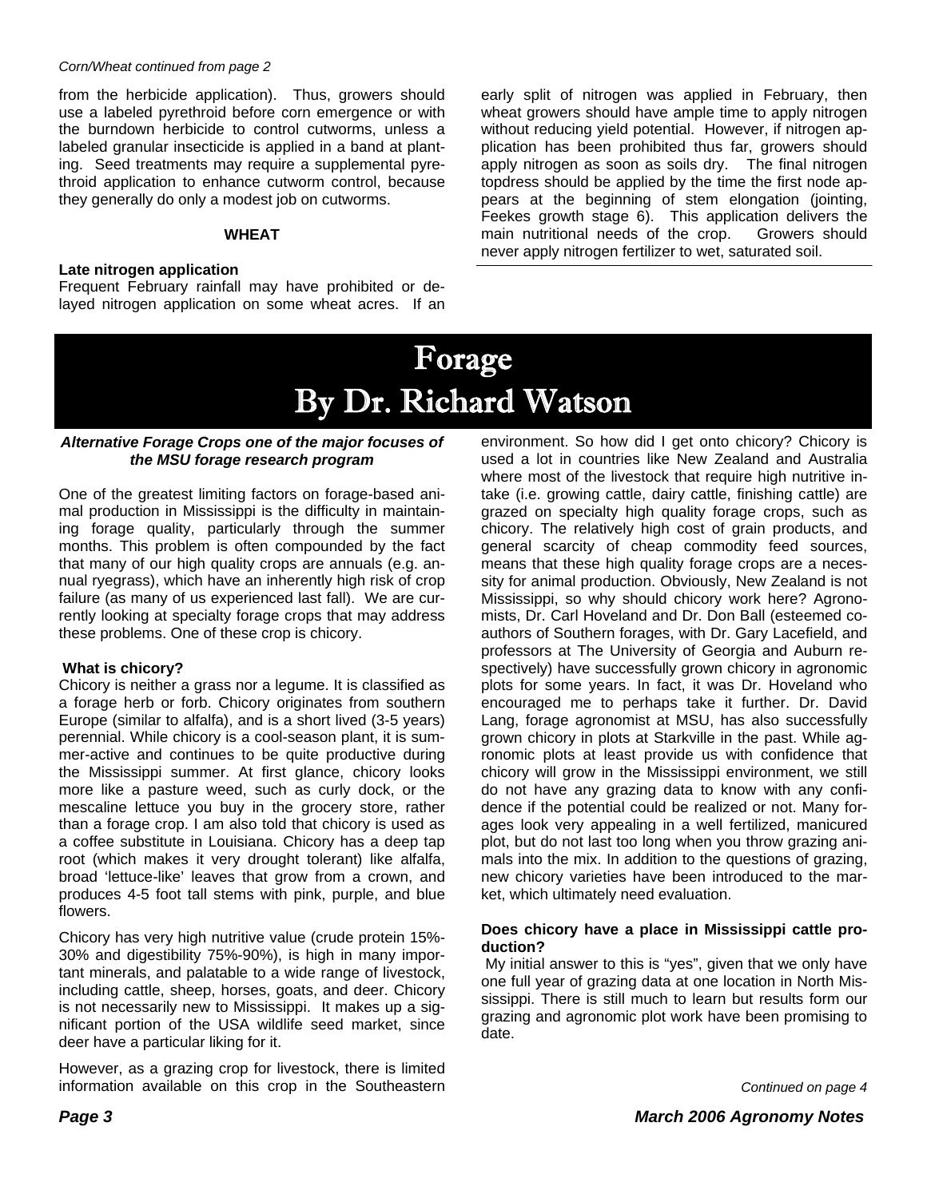*Corn/Wheat continued from page 2*

from the herbicide application). Thus, growers should use a labeled pyrethroid before corn emergence or with the burndown herbicide to control cutworms, unless a labeled granular insecticide is applied in a band at planting. Seed treatments may require a supplemental pyrethroid application to enhance cutworm control, because they generally do only a modest job on cutworms.

### WHEAT

**Late nitrogen application**

Frequent February rainfall may have prohibited or delayed nitrogen application on some wheat acres. If an early split of nitrogen was applied in February, then wheat growers should have ample time to apply nitrogen without reducing yield potential. However, if nitrogen application has been prohibited thus far, growers should apply nitrogen as soon as soils dry. The final nitrogen topdress should be applied by the time the first node appears at the beginning of stem elongation (jointing, Feekes growth stage 6). This application delivers the main nutritional needs of the crop. Growers should never apply nitrogen fertilizer to wet, saturated soil.

# Forage
## By Dr. Richard Watson

***Alternative Forage Crops one of the major focuses of the MSU forage research program***

One of the greatest limiting factors on forage-based animal production in Mississippi is the difficulty in maintaining forage quality, particularly through the summer months. This problem is often compounded by the fact that many of our high quality crops are annuals (e.g. annual ryegrass), which have an inherently high risk of crop failure (as many of us experienced last fall). We are currently looking at specialty forage crops that may address these problems. One of these crop is chicory.

**What is chicory?**

Chicory is neither a grass nor a legume. It is classified as a forage herb or forb. Chicory originates from southern Europe (similar to alfalfa), and is a short lived (3-5 years) perennial. While chicory is a cool-season plant, it is summer-active and continues to be quite productive during the Mississippi summer. At first glance, chicory looks more like a pasture weed, such as curly dock, or the mescaline lettuce you buy in the grocery store, rather than a forage crop. I am also told that chicory is used as a coffee substitute in Louisiana. Chicory has a deep tap root (which makes it very drought tolerant) like alfalfa, broad 'lettuce-like' leaves that grow from a crown, and produces 4-5 foot tall stems with pink, purple, and blue flowers.

Chicory has very high nutritive value (crude protein 15%-30% and digestibility 75%-90%), is high in many important minerals, and palatable to a wide range of livestock, including cattle, sheep, horses, goats, and deer. Chicory is not necessarily new to Mississippi. It makes up a significant portion of the USA wildlife seed market, since deer have a particular liking for it.

However, as a grazing crop for livestock, there is limited information available on this crop in the Southeastern environment. So how did I get onto chicory? Chicory is used a lot in countries like New Zealand and Australia where most of the livestock that require high nutritive intake (i.e. growing cattle, dairy cattle, finishing cattle) are grazed on specialty high quality forage crops, such as chicory. The relatively high cost of grain products, and general scarcity of cheap commodity feed sources, means that these high quality forage crops are a necessity for animal production. Obviously, New Zealand is not Mississippi, so why should chicory work here? Agronomists, Dr. Carl Hoveland and Dr. Don Ball (esteemed co-authors of Southern forages, with Dr. Gary Lacefield, and professors at The University of Georgia and Auburn respectively) have successfully grown chicory in agronomic plots for some years. In fact, it was Dr. Hoveland who encouraged me to perhaps take it further. Dr. David Lang, forage agronomist at MSU, has also successfully grown chicory in plots at Starkville in the past. While agronomic plots at least provide us with confidence that chicory will grow in the Mississippi environment, we still do not have any grazing data to know with any confidence if the potential could be realized or not. Many forages look very appealing in a well fertilized, manicured plot, but do not last too long when you throw grazing animals into the mix. In addition to the questions of grazing, new chicory varieties have been introduced to the market, which ultimately need evaluation.

**Does chicory have a place in Mississippi cattle production?**

My initial answer to this is "yes", given that we only have one full year of grazing data at one location in North Mississippi. There is still much to learn but results form our grazing and agronomic plot work have been promising to date.

*Continued on page 4*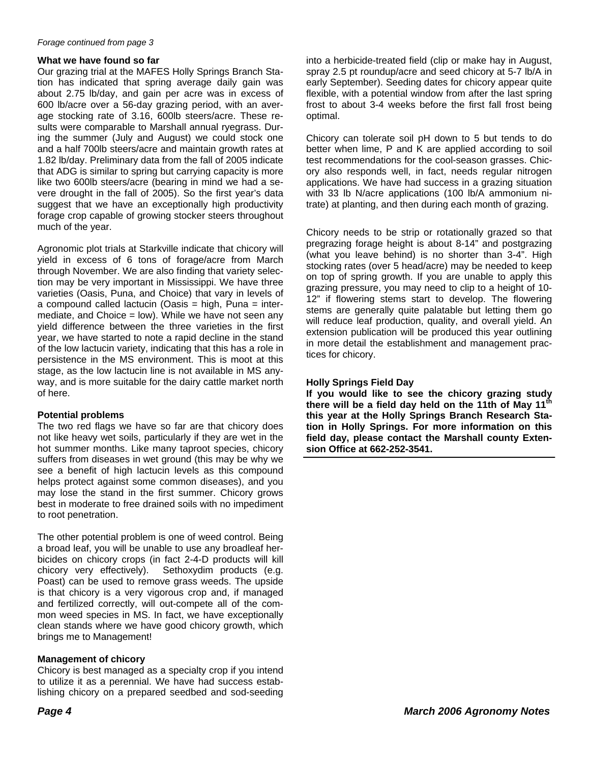*Forage continued from page 3*

**What we have found so far**

Our grazing trial at the MAFES Holly Springs Branch Station has indicated that spring average daily gain was about 2.75 lb/day, and gain per acre was in excess of 600 lb/acre over a 56-day grazing period, with an average stocking rate of 3.16, 600lb steers/acre. These results were comparable to Marshall annual ryegrass. During the summer (July and August) we could stock one and a half 700lb steers/acre and maintain growth rates at 1.82 lb/day. Preliminary data from the fall of 2005 indicate that ADG is similar to spring but carrying capacity is more like two 600lb steers/acre (bearing in mind we had a severe drought in the fall of 2005). So the first year's data suggest that we have an exceptionally high productivity forage crop capable of growing stocker steers throughout much of the year.

Agronomic plot trials at Starkville indicate that chicory will yield in excess of 6 tons of forage/acre from March through November. We are also finding that variety selection may be very important in Mississippi. We have three varieties (Oasis, Puna, and Choice) that vary in levels of a compound called lactucin (Oasis = high, Puna = intermediate, and Choice = low). While we have not seen any yield difference between the three varieties in the first year, we have started to note a rapid decline in the stand of the low lactucin variety, indicating that this has a role in persistence in the MS environment. This is moot at this stage, as the low lactucin line is not available in MS anyway, and is more suitable for the dairy cattle market north of here.

**Potential problems**

The two red flags we have so far are that chicory does not like heavy wet soils, particularly if they are wet in the hot summer months. Like many taproot species, chicory suffers from diseases in wet ground (this may be why we see a benefit of high lactucin levels as this compound helps protect against some common diseases), and you may lose the stand in the first summer. Chicory grows best in moderate to free drained soils with no impediment to root penetration.

The other potential problem is one of weed control. Being a broad leaf, you will be unable to use any broadleaf herbicides on chicory crops (in fact 2-4-D products will kill chicory very effectively). Sethoxydim products (e.g. Poast) can be used to remove grass weeds. The upside is that chicory is a very vigorous crop and, if managed and fertilized correctly, will out-compete all of the common weed species in MS. In fact, we have exceptionally clean stands where we have good chicory growth, which brings me to Management!

**Management of chicory**

Chicory is best managed as a specialty crop if you intend to utilize it as a perennial. We have had success establishing chicory on a prepared seedbed and sod-seeding into a herbicide-treated field (clip or make hay in August, spray 2.5 pt roundup/acre and seed chicory at 5-7 lb/A in early September). Seeding dates for chicory appear quite flexible, with a potential window from after the last spring frost to about 3-4 weeks before the first fall frost being optimal.

Chicory can tolerate soil pH down to 5 but tends to do better when lime, P and K are applied according to soil test recommendations for the cool-season grasses. Chicory also responds well, in fact, needs regular nitrogen applications. We have had success in a grazing situation with 33 lb N/acre applications (100 lb/A ammonium nitrate) at planting, and then during each month of grazing.

Chicory needs to be strip or rotationally grazed so that pregrazing forage height is about 8-14" and postgrazing (what you leave behind) is no shorter than 3-4". High stocking rates (over 5 head/acre) may be needed to keep on top of spring growth. If you are unable to apply this grazing pressure, you may need to clip to a height of 10-12" if flowering stems start to develop. The flowering stems are generally quite palatable but letting them go will reduce leaf production, quality, and overall yield. An extension publication will be produced this year outlining in more detail the establishment and management practices for chicory.

**Holly Springs Field Day**

**If you would like to see the chicory grazing study there will be a field day held on the 11th of May 11th this year at the Holly Springs Branch Research Station in Holly Springs. For more information on this field day, please contact the Marshall county Extension Office at 662-252-3541.**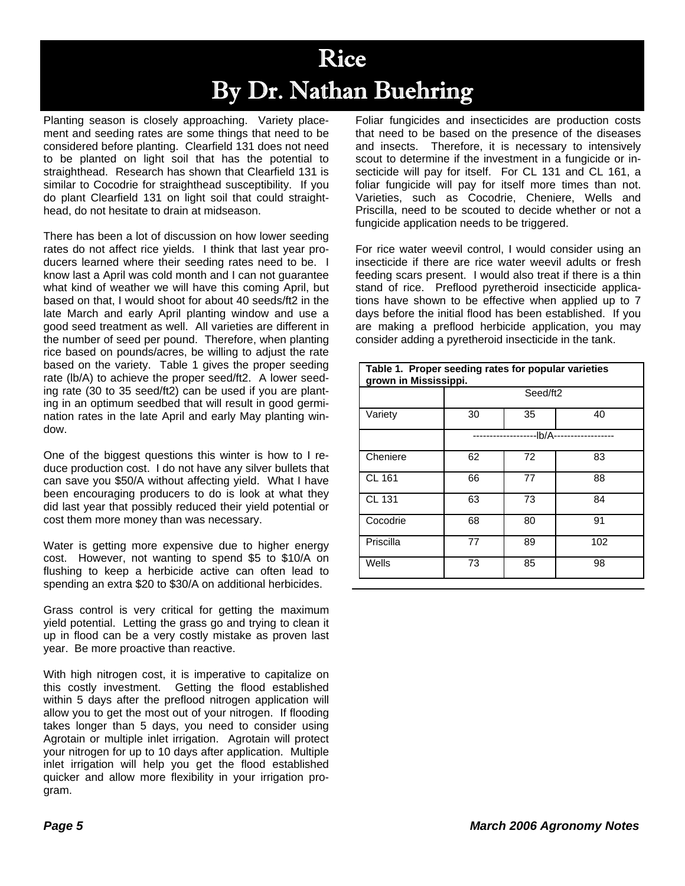# Rice
## By Dr. Nathan Buehring

Planting season is closely approaching. Variety placement and seeding rates are some things that need to be considered before planting. Clearfield 131 does not need to be planted on light soil that has the potential to straighthead. Research has shown that Clearfield 131 is similar to Cocodrie for straighthead susceptibility. If you do plant Clearfield 131 on light soil that could straighthead, do not hesitate to drain at midseason.

There has been a lot of discussion on how lower seeding rates do not affect rice yields. I think that last year producers learned where their seeding rates need to be. I know last a April was cold month and I can not guarantee what kind of weather we will have this coming April, but based on that, I would shoot for about 40 seeds/ft2 in the late March and early April planting window and use a good seed treatment as well. All varieties are different in the number of seed per pound. Therefore, when planting rice based on pounds/acres, be willing to adjust the rate based on the variety. Table 1 gives the proper seeding rate (lb/A) to achieve the proper seed/ft2. A lower seeding rate (30 to 35 seed/ft2) can be used if you are planting in an optimum seedbed that will result in good germination rates in the late April and early May planting window.

One of the biggest questions this winter is how to I reduce production cost. I do not have any silver bullets that can save you $50/A without affecting yield. What I have been encouraging producers to do is look at what they did last year that possibly reduced their yield potential or cost them more money than was necessary.

Water is getting more expensive due to higher energy cost. However, not wanting to spend $5 to $10/A on flushing to keep a herbicide active can often lead to spending an extra $20 to $30/A on additional herbicides.

Grass control is very critical for getting the maximum yield potential. Letting the grass go and trying to clean it up in flood can be a very costly mistake as proven last year. Be more proactive than reactive.

With high nitrogen cost, it is imperative to capitalize on this costly investment. Getting the flood established within 5 days after the preflood nitrogen application will allow you to get the most out of your nitrogen. If flooding takes longer than 5 days, you need to consider using Agrotain or multiple inlet irrigation. Agrotain will protect your nitrogen for up to 10 days after application. Multiple inlet irrigation will help you get the flood established quicker and allow more flexibility in your irrigation program.

Foliar fungicides and insecticides are production costs that need to be based on the presence of the diseases and insects. Therefore, it is necessary to intensively scout to determine if the investment in a fungicide or insecticide will pay for itself. For CL 131 and CL 161, a foliar fungicide will pay for itself more times than not. Varieties, such as Cocodrie, Cheniere, Wells and Priscilla, need to be scouted to decide whether or not a fungicide application needs to be triggered.

For rice water weevil control, I would consider using an insecticide if there are rice water weevil adults or fresh feeding scars present. I would also treat if there is a thin stand of rice. Preflood pyretheroid insecticide applications have shown to be effective when applied up to 7 days before the initial flood has been established. If you are making a preflood herbicide application, you may consider adding a pyretheroid insecticide in the tank.

**Table 1. Proper seeding rates for popular varieties grown in Mississippi.**

| | Seed/ft2 | | |
|---|---|---|---|
| Variety | 30 | 35 | 40 |
| | -------------------lb/A------------------ | | |
| Cheniere | 62 | 72 | 83 |
| CL 161 | 66 | 77 | 88 |
| CL 131 | 63 | 73 | 84 |
| Cocodrie | 68 | 80 | 91 |
| Priscilla | 77 | 89 | 102 |
| Wells | 73 | 85 | 98 |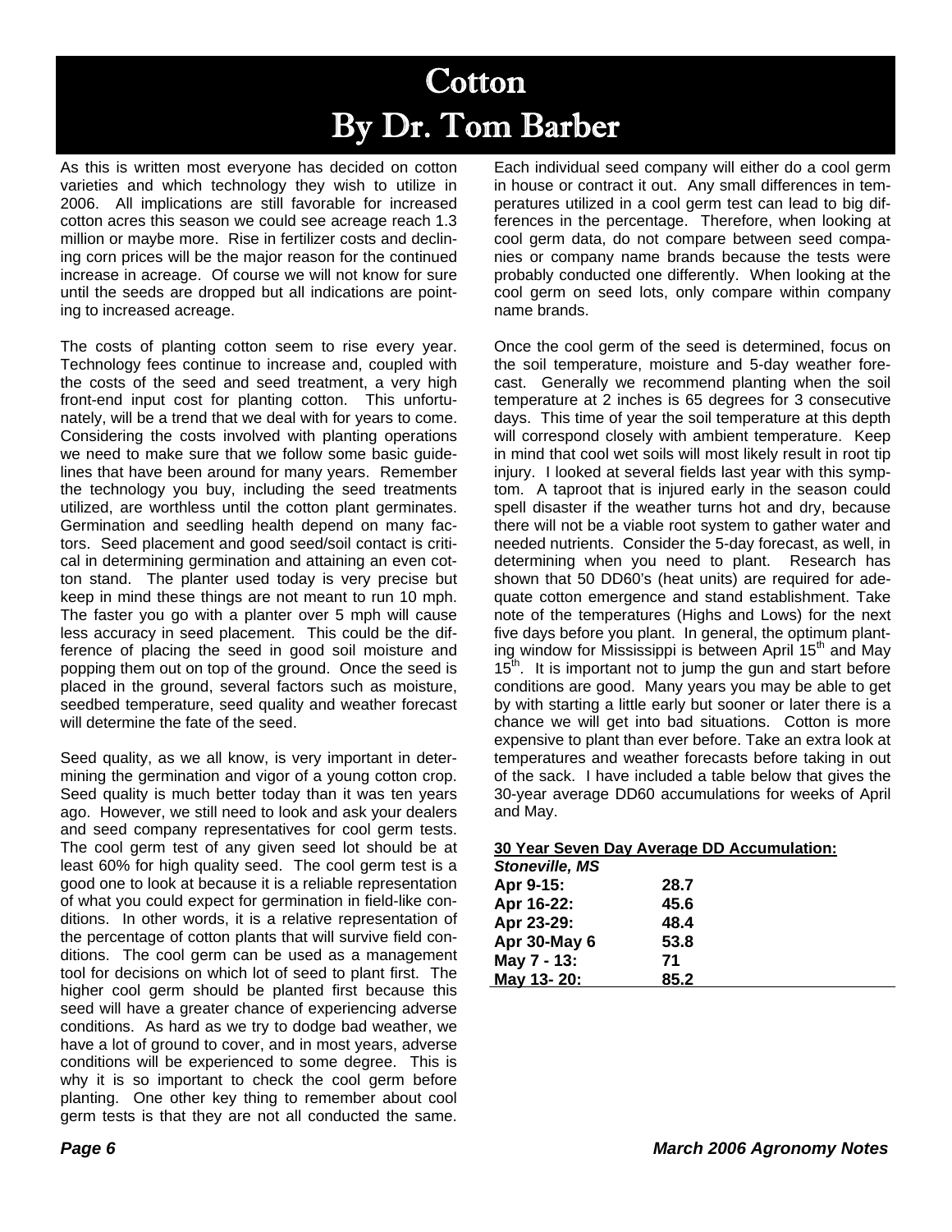# Cotton
## By Dr. Tom Barber

As this is written most everyone has decided on cotton varieties and which technology they wish to utilize in 2006. All implications are still favorable for increased cotton acres this season we could see acreage reach 1.3 million or maybe more. Rise in fertilizer costs and declining corn prices will be the major reason for the continued increase in acreage. Of course we will not know for sure until the seeds are dropped but all indications are pointing to increased acreage.

The costs of planting cotton seem to rise every year. Technology fees continue to increase and, coupled with the costs of the seed and seed treatment, a very high front-end input cost for planting cotton. This unfortunately, will be a trend that we deal with for years to come. Considering the costs involved with planting operations we need to make sure that we follow some basic guidelines that have been around for many years. Remember the technology you buy, including the seed treatments utilized, are worthless until the cotton plant germinates. Germination and seedling health depend on many factors. Seed placement and good seed/soil contact is critical in determining germination and attaining an even cotton stand. The planter used today is very precise but keep in mind these things are not meant to run 10 mph. The faster you go with a planter over 5 mph will cause less accuracy in seed placement. This could be the difference of placing the seed in good soil moisture and popping them out on top of the ground. Once the seed is placed in the ground, several factors such as moisture, seedbed temperature, seed quality and weather forecast will determine the fate of the seed.

Seed quality, as we all know, is very important in determining the germination and vigor of a young cotton crop. Seed quality is much better today than it was ten years ago. However, we still need to look and ask your dealers and seed company representatives for cool germ tests. The cool germ test of any given seed lot should be at least 60% for high quality seed. The cool germ test is a good one to look at because it is a reliable representation of what you could expect for germination in field-like conditions. In other words, it is a relative representation of the percentage of cotton plants that will survive field conditions. The cool germ can be used as a management tool for decisions on which lot of seed to plant first. The higher cool germ should be planted first because this seed will have a greater chance of experiencing adverse conditions. As hard as we try to dodge bad weather, we have a lot of ground to cover, and in most years, adverse conditions will be experienced to some degree. This is why it is so important to check the cool germ before planting. One other key thing to remember about cool germ tests is that they are not all conducted the same. Each individual seed company will either do a cool germ in house or contract it out. Any small differences in temperatures utilized in a cool germ test can lead to big differences in the percentage. Therefore, when looking at cool germ data, do not compare between seed companies or company name brands because the tests were probably conducted one differently. When looking at the cool germ on seed lots, only compare within company name brands.

Once the cool germ of the seed is determined, focus on the soil temperature, moisture and 5-day weather forecast. Generally we recommend planting when the soil temperature at 2 inches is 65 degrees for 3 consecutive days. This time of year the soil temperature at this depth will correspond closely with ambient temperature. Keep in mind that cool wet soils will most likely result in root tip injury. I looked at several fields last year with this symptom. A taproot that is injured early in the season could spell disaster if the weather turns hot and dry, because there will not be a viable root system to gather water and needed nutrients. Consider the 5-day forecast, as well, in determining when you need to plant. Research has shown that 50 DD60's (heat units) are required for adequate cotton emergence and stand establishment. Take note of the temperatures (Highs and Lows) for the next five days before you plant. In general, the optimum planting window for Mississippi is between April 15th and May 15th. It is important not to jump the gun and start before conditions are good. Many years you may be able to get by with starting a little early but sooner or later there is a chance we will get into bad situations. Cotton is more expensive to plant than ever before. Take an extra look at temperatures and weather forecasts before taking in out of the sack. I have included a table below that gives the 30-year average DD60 accumulations for weeks of April and May.

**30 Year Seven Day Average DD Accumulation:**

| ***Stoneville, MS*** | |
|---|---|
| **Apr 9-15:** | **28.7** |
| **Apr 16-22:** | **45.6** |
| **Apr 23-29:** | **48.4** |
| **Apr 30-May 6** | **53.8** |
| **May 7 - 13:** | **71** |
| **May 13- 20:** | **85.2** |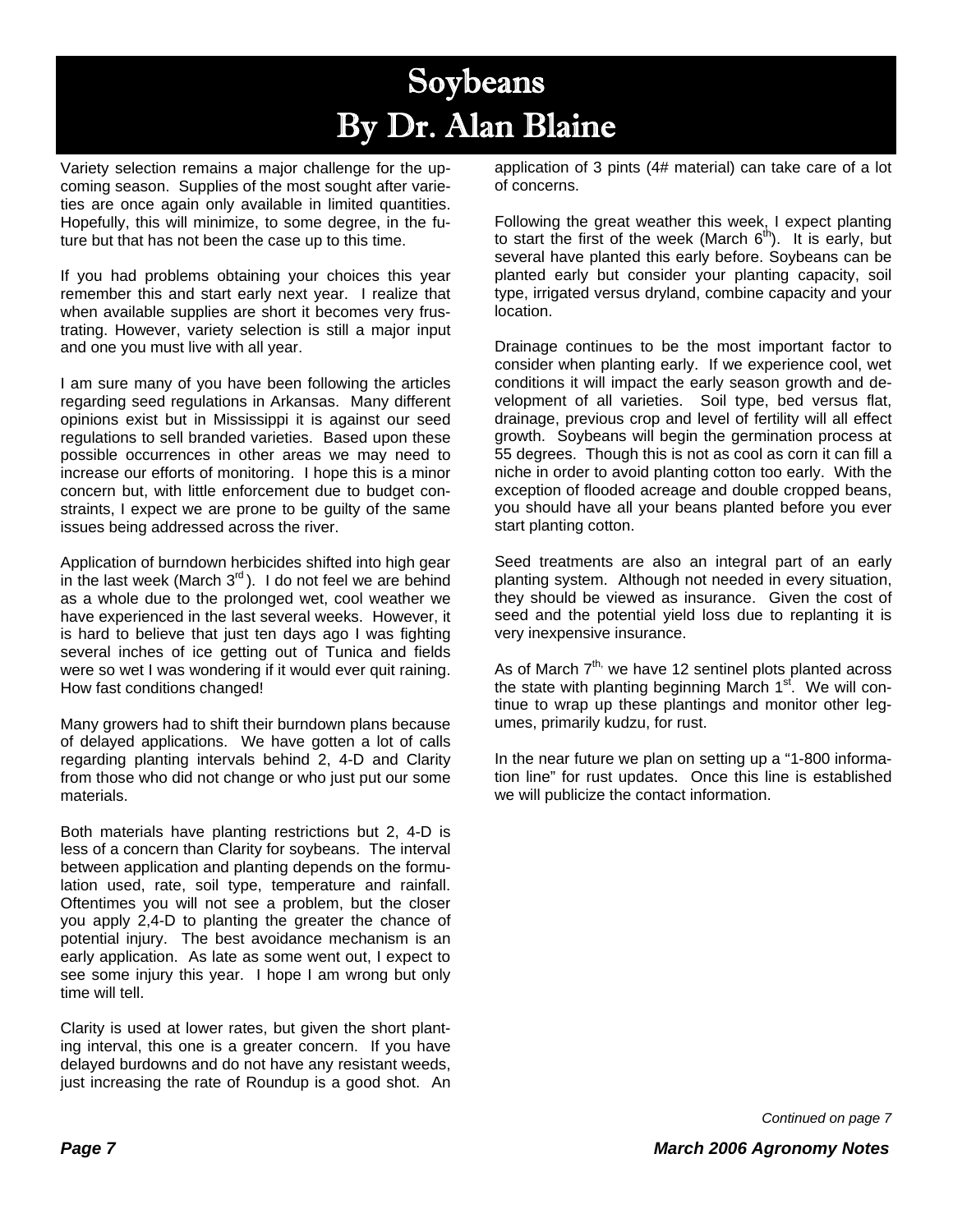# Soybeans
## By Dr. Alan Blaine

Variety selection remains a major challenge for the upcoming season. Supplies of the most sought after varieties are once again only available in limited quantities. Hopefully, this will minimize, to some degree, in the future but that has not been the case up to this time.

If you had problems obtaining your choices this year remember this and start early next year. I realize that when available supplies are short it becomes very frustrating. However, variety selection is still a major input and one you must live with all year.

I am sure many of you have been following the articles regarding seed regulations in Arkansas. Many different opinions exist but in Mississippi it is against our seed regulations to sell branded varieties. Based upon these possible occurrences in other areas we may need to increase our efforts of monitoring. I hope this is a minor concern but, with little enforcement due to budget constraints, I expect we are prone to be guilty of the same issues being addressed across the river.

Application of burndown herbicides shifted into high gear in the last week (March 3rd). I do not feel we are behind as a whole due to the prolonged wet, cool weather we have experienced in the last several weeks. However, it is hard to believe that just ten days ago I was fighting several inches of ice getting out of Tunica and fields were so wet I was wondering if it would ever quit raining. How fast conditions changed!

Many growers had to shift their burndown plans because of delayed applications. We have gotten a lot of calls regarding planting intervals behind 2, 4-D and Clarity from those who did not change or who just put our some materials.

Both materials have planting restrictions but 2, 4-D is less of a concern than Clarity for soybeans. The interval between application and planting depends on the formulation used, rate, soil type, temperature and rainfall. Oftentimes you will not see a problem, but the closer you apply 2,4-D to planting the greater the chance of potential injury. The best avoidance mechanism is an early application. As late as some went out, I expect to see some injury this year. I hope I am wrong but only time will tell.

Clarity is used at lower rates, but given the short planting interval, this one is a greater concern. If you have delayed burdowns and do not have any resistant weeds, just increasing the rate of Roundup is a good shot. An application of 3 pints (4# material) can take care of a lot of concerns.

Following the great weather this week, I expect planting to start the first of the week (March 6th). It is early, but several have planted this early before. Soybeans can be planted early but consider your planting capacity, soil type, irrigated versus dryland, combine capacity and your location.

Drainage continues to be the most important factor to consider when planting early. If we experience cool, wet conditions it will impact the early season growth and development of all varieties. Soil type, bed versus flat, drainage, previous crop and level of fertility will all effect growth. Soybeans will begin the germination process at 55 degrees. Though this is not as cool as corn it can fill a niche in order to avoid planting cotton too early. With the exception of flooded acreage and double cropped beans, you should have all your beans planted before you ever start planting cotton.

Seed treatments are also an integral part of an early planting system. Although not needed in every situation, they should be viewed as insurance. Given the cost of seed and the potential yield loss due to replanting it is very inexpensive insurance.

As of March 7th, we have 12 sentinel plots planted across the state with planting beginning March 1st. We will continue to wrap up these plantings and monitor other legumes, primarily kudzu, for rust.

In the near future we plan on setting up a "1-800 information line" for rust updates. Once this line is established we will publicize the contact information.

*Continued on page 7*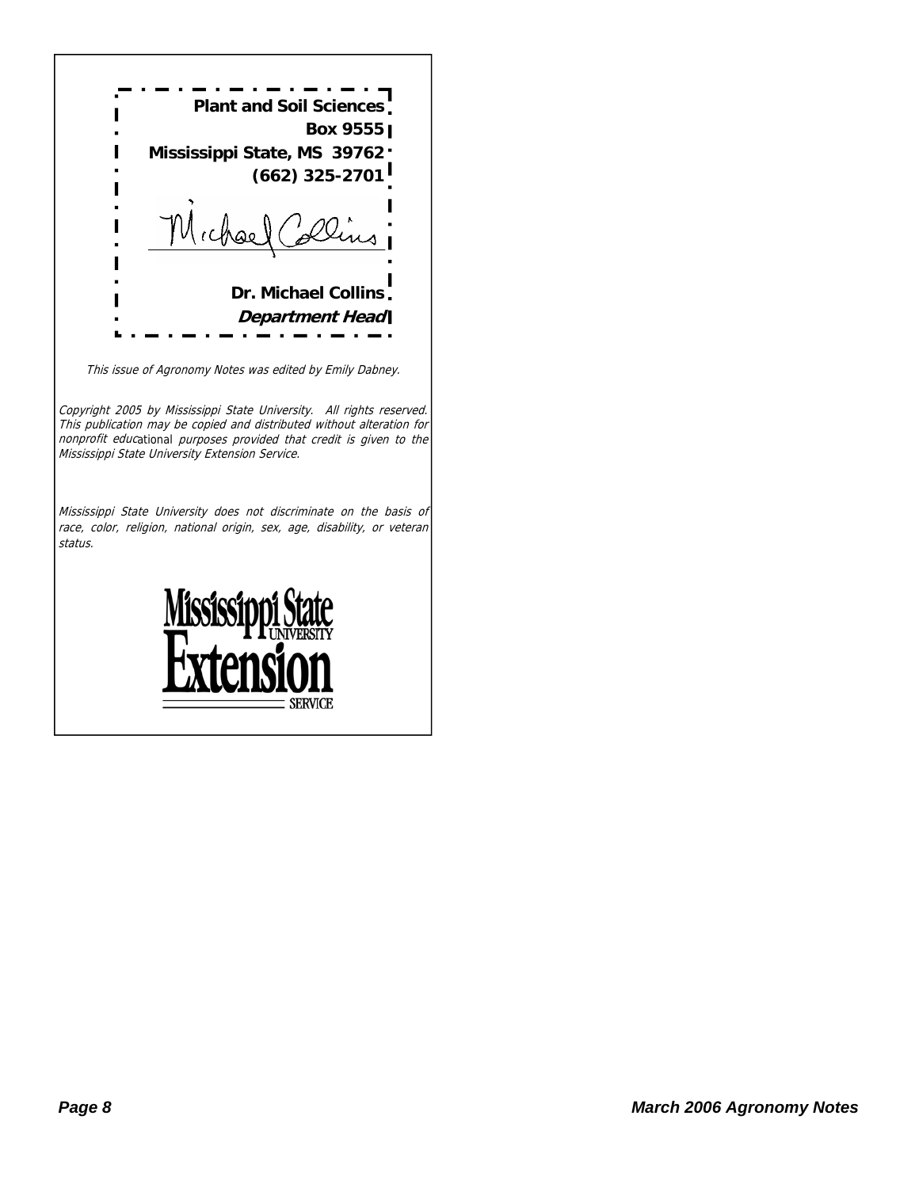**Plant and Soil Sciences**
**Box 9555**
**Mississippi State, MS 39762**
**(662) 325-2701**

**Dr. Michael Collins**
***Department Head***

*This issue of Agronomy Notes was edited by Emily Dabney.*

*Copyright 2005 by Mississippi State University. All rights reserved. This publication may be copied and distributed without alteration for nonprofit educational purposes provided that credit is given to the Mississippi State University Extension Service.*

*Mississippi State University does not discriminate on the basis of race, color, religion, national origin, sex, age, disability, or veteran status.*

Mississippi State University Extension Service